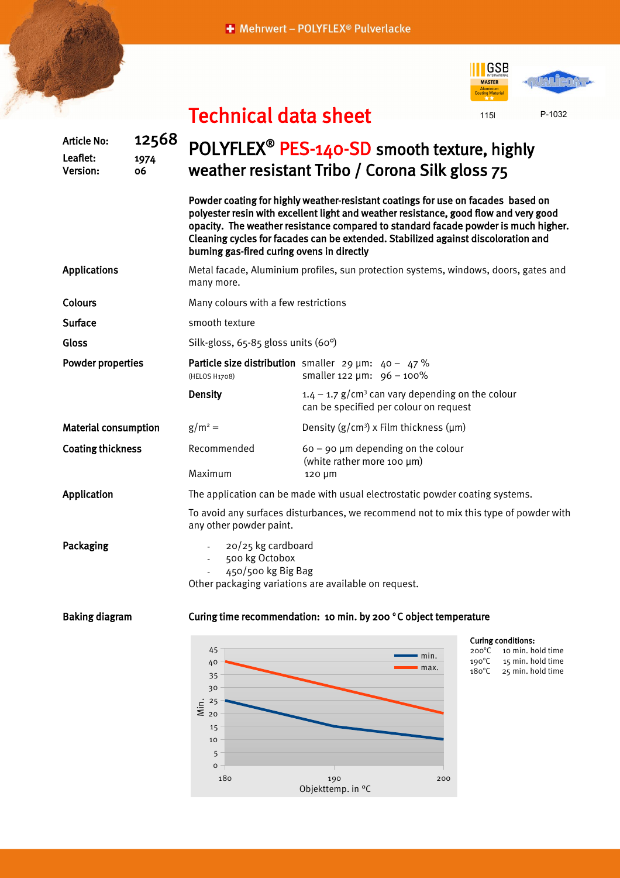# Technical data sheet

115I P-1032

| | |
|---|---|
| **Article No:** | **12568** |
| **Leaflet:** | **1974** |
| **Version:** | **06** |

## POLYFLEX® PES-140-SD smooth texture, highly weather resistant Tribo / Corona Silk gloss 75

**Powder coating for highly weather-resistant coatings for use on facades based on polyester resin with excellent light and weather resistance, good flow and very good opacity. The weather resistance compared to standard facade powder is much higher. Cleaning cycles for facades can be extended. Stabilized against discoloration and burning gas-fired curing ovens in directly**

**Applications**

Metal facade, Aluminium profiles, sun protection systems, windows, doors, gates and many more.

**Colours**

Many colours with a few restrictions

**Surface**

smooth texture

**Gloss**

Silk-gloss, 65-85 gloss units (60°)

**Powder properties**

| | |
|---|---|
| **Particle size distribution** (HELOS H1708) | smaller 29 µm: 40 – 47 %<br>smaller 122 µm: 96 – 100% |
| **Density** | 1.4 – 1.7 g/cm³ can vary depending on the colour can be specified per colour on request |

**Material consumption**

g/m² = Density (g/cm³) x Film thickness (µm)

**Coating thickness**

| | |
|---|---|
| Recommended | 60 – 90 µm depending on the colour (white rather more 100 µm) |
| Maximum | 120 µm |

**Application**

The application can be made with usual electrostatic powder coating systems.

To avoid any surfaces disturbances, we recommend not to mix this type of powder with any other powder paint.

**Packaging**

- 20/25 kg cardboard
- 500 kg Octobox
- 450/500 kg Big Bag

Other packaging variations are available on request.

**Baking diagram**

**Curing time recommendation: 10 min. by 200 °C object temperature**

| Objekttemp. in °C | min. (Min.) | max. (Min.) |
|---|---|---|
| 180 | 25 | 40 |
| 190 | 15 | 30 |
| 200 | 10 | 20 |

**Curing conditions:**

| | |
|---|---|
| 200°C | 10 min. hold time |
| 190°C | 15 min. hold time |
| 180°C | 25 min. hold time |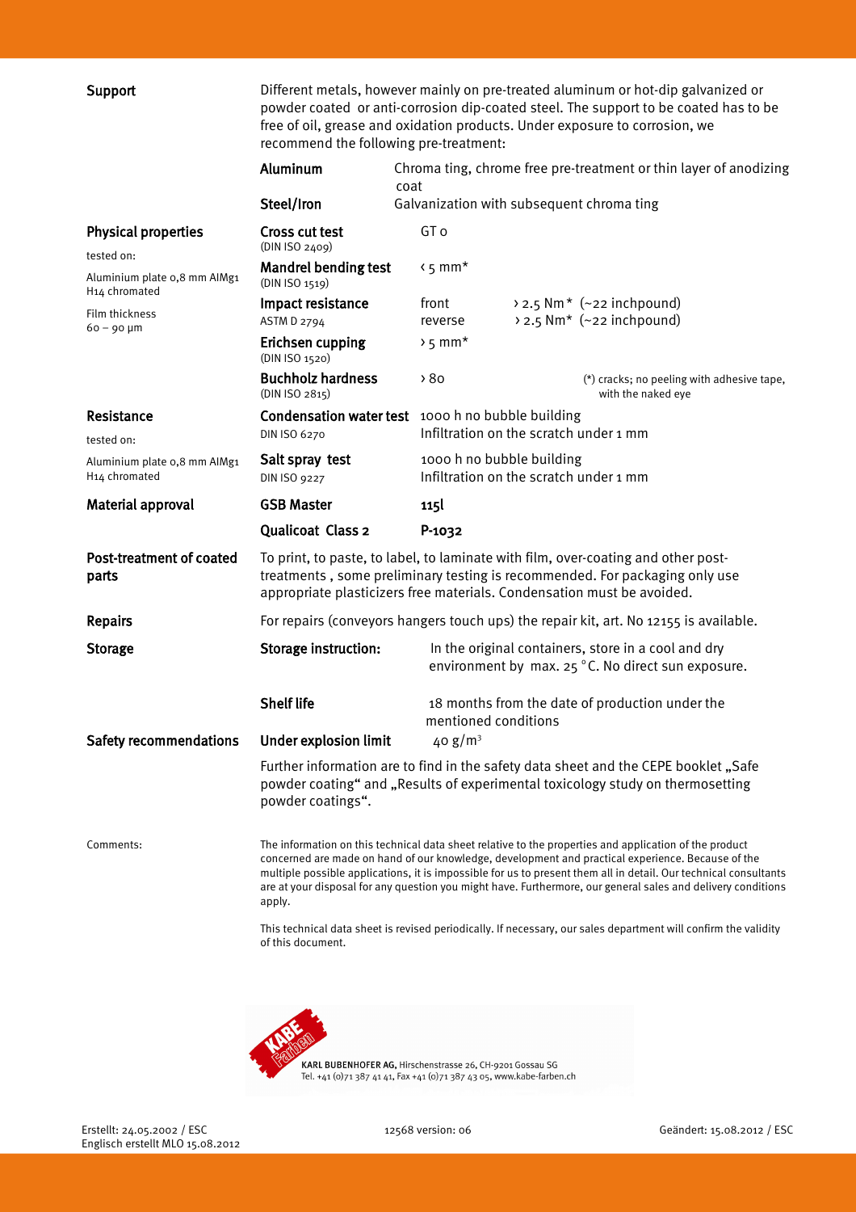**Support**

Different metals, however mainly on pre-treated aluminum or hot-dip galvanized or powder coated or anti-corrosion dip-coated steel. The support to be coated has to be free of oil, grease and oxidation products. Under exposure to corrosion, we recommend the following pre-treatment:

| | |
|---|---|
| **Aluminum** | Chroma ting, chrome free pre-treatment or thin layer of anodizing coat |
| **Steel/Iron** | Galvanization with subsequent chroma ting |

**Physical properties**

tested on:

Aluminium plate 0,8 mm AlMg1 H14 chromated

Film thickness 60 – 90 µm

| | | |
|---|---|---|
| **Cross cut test** (DIN ISO 2409) | GT 0 | |
| **Mandrel bending test** (DIN ISO 1519) | < 5 mm* | |
| **Impact resistance** ASTM D 2794 | front | > 2.5 Nm* (~22 inchpound) |
| | reverse | > 2.5 Nm* (~22 inchpound) |
| **Erichsen cupping** (DIN ISO 1520) | > 5 mm* | |
| **Buchholz hardness** (DIN ISO 2815) | > 80 | (*) cracks; no peeling with adhesive tape, with the naked eye |

**Resistance**

tested on:

Aluminium plate 0,8 mm AlMg1 H14 chromated

| | |
|---|---|
| **Condensation water test** DIN ISO 6270 | 1000 h no bubble building<br>Infiltration on the scratch under 1 mm |
| **Salt spray test** DIN ISO 9227 | 1000 h no bubble building<br>Infiltration on the scratch under 1 mm |

**Material approval**

| | |
|---|---|
| **GSB Master** | **115l** |
| **Qualicoat Class 2** | **P-1032** |

**Post-treatment of coated parts**

To print, to paste, to label, to laminate with film, over-coating and other post-treatments , some preliminary testing is recommended. For packaging only use appropriate plasticizers free materials. Condensation must be avoided.

**Repairs**

For repairs (conveyors hangers touch ups) the repair kit, art. No 12155 is available.

**Storage**

| | |
|---|---|
| **Storage instruction:** | In the original containers, store in a cool and dry environment by max. 25 °C. No direct sun exposure. |
| **Shelf life** | 18 months from the date of production under the mentioned conditions |

**Safety recommendations**

**Under explosion limit** 40 g/m$^3$

Further information are to find in the safety data sheet and the CEPE booklet „Safe powder coating“ and „Results of experimental toxicology study on thermosetting powder coatings“.

Comments:

The information on this technical data sheet relative to the properties and application of the product concerned are made on hand of our knowledge, development and practical experience. Because of the multiple possible applications, it is impossible for us to present them all in detail. Our technical consultants are at your disposal for any question you might have. Furthermore, our general sales and delivery conditions apply.

This technical data sheet is revised periodically. If necessary, our sales department will confirm the validity of this document.

KABE Farben

**KARL BUBENHOFER AG**, Hirschenstrasse 26, CH-9201 Gossau SG
Tel. +41 (0)71 387 41 41, Fax +41 (0)71 387 43 05, www.kabe-farben.ch

Erstellt: 24.05.2002 / ESC
Englisch erstellt MLO 15.08.2012

12568 version: 06

Geändert: 15.08.2012 / ESC